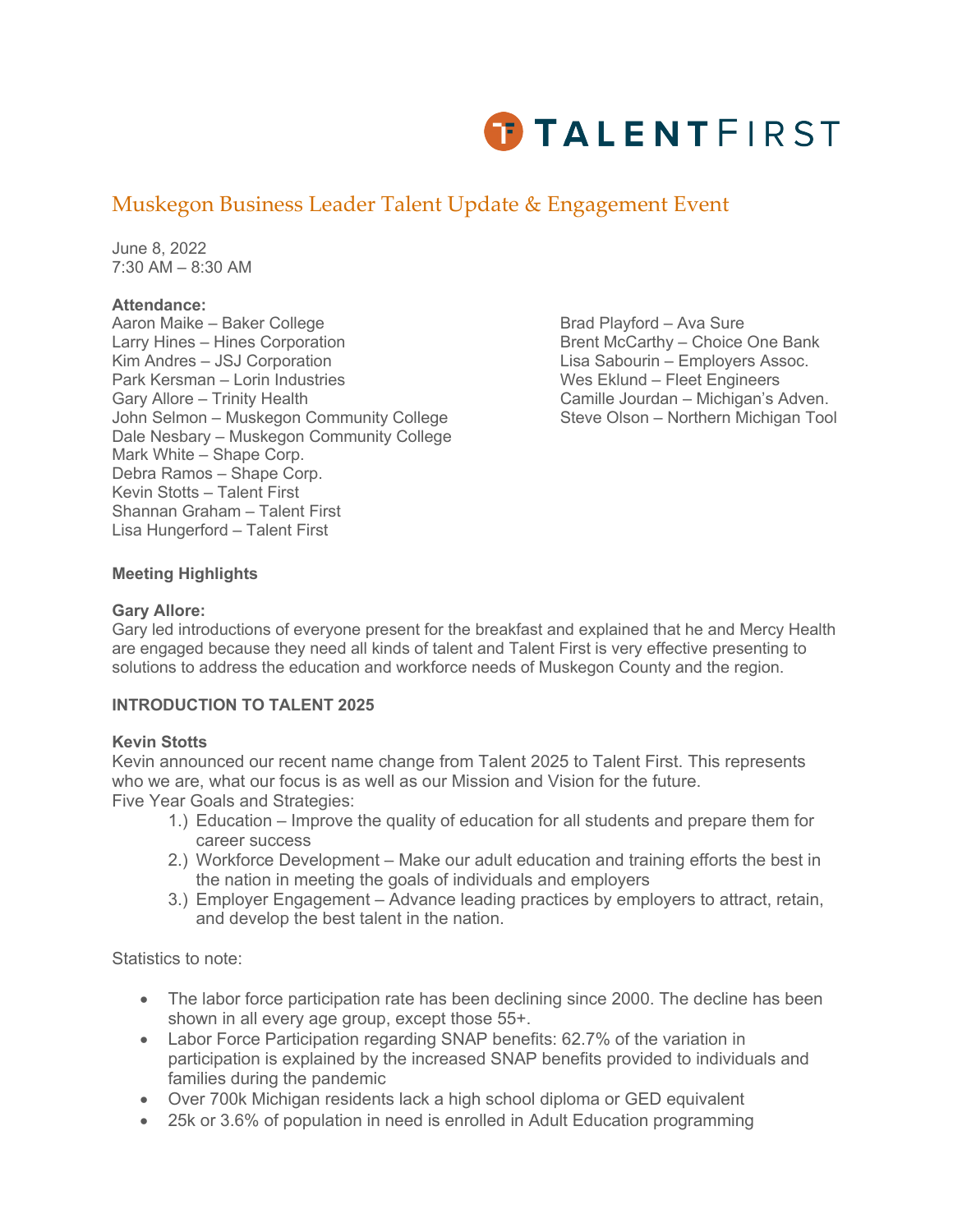# Muskegon Business Leader Talent Update & Engagement Event

June 8, 2022
7:30 AM – 8:30 AM

**Attendance:**

Aaron Maike – Baker College
Larry Hines – Hines Corporation
Kim Andres – JSJ Corporation
Park Kersman – Lorin Industries
Gary Allore – Trinity Health
John Selmon – Muskegon Community College
Dale Nesbary – Muskegon Community College
Mark White – Shape Corp.
Debra Ramos – Shape Corp.
Kevin Stotts – Talent First
Shannan Graham – Talent First
Lisa Hungerford – Talent First
Brad Playford – Ava Sure
Brent McCarthy – Choice One Bank
Lisa Sabourin – Employers Assoc.
Wes Eklund – Fleet Engineers
Camille Jourdan – Michigan's Adven.
Steve Olson – Northern Michigan Tool

**Meeting Highlights**

**Gary Allore:**
Gary led introductions of everyone present for the breakfast and explained that he and Mercy Health are engaged because they need all kinds of talent and Talent First is very effective presenting to solutions to address the education and workforce needs of Muskegon County and the region.

**INTRODUCTION TO TALENT 2025**

**Kevin Stotts**
Kevin announced our recent name change from Talent 2025 to Talent First. This represents who we are, what our focus is as well as our Mission and Vision for the future.
Five Year Goals and Strategies:

1.) Education – Improve the quality of education for all students and prepare them for career success
2.) Workforce Development – Make our adult education and training efforts the best in the nation in meeting the goals of individuals and employers
3.) Employer Engagement – Advance leading practices by employers to attract, retain, and develop the best talent in the nation.

Statistics to note:

- The labor force participation rate has been declining since 2000. The decline has been shown in all every age group, except those 55+.
- Labor Force Participation regarding SNAP benefits: 62.7% of the variation in participation is explained by the increased SNAP benefits provided to individuals and families during the pandemic
- Over 700k Michigan residents lack a high school diploma or GED equivalent
- 25k or 3.6% of population in need is enrolled in Adult Education programming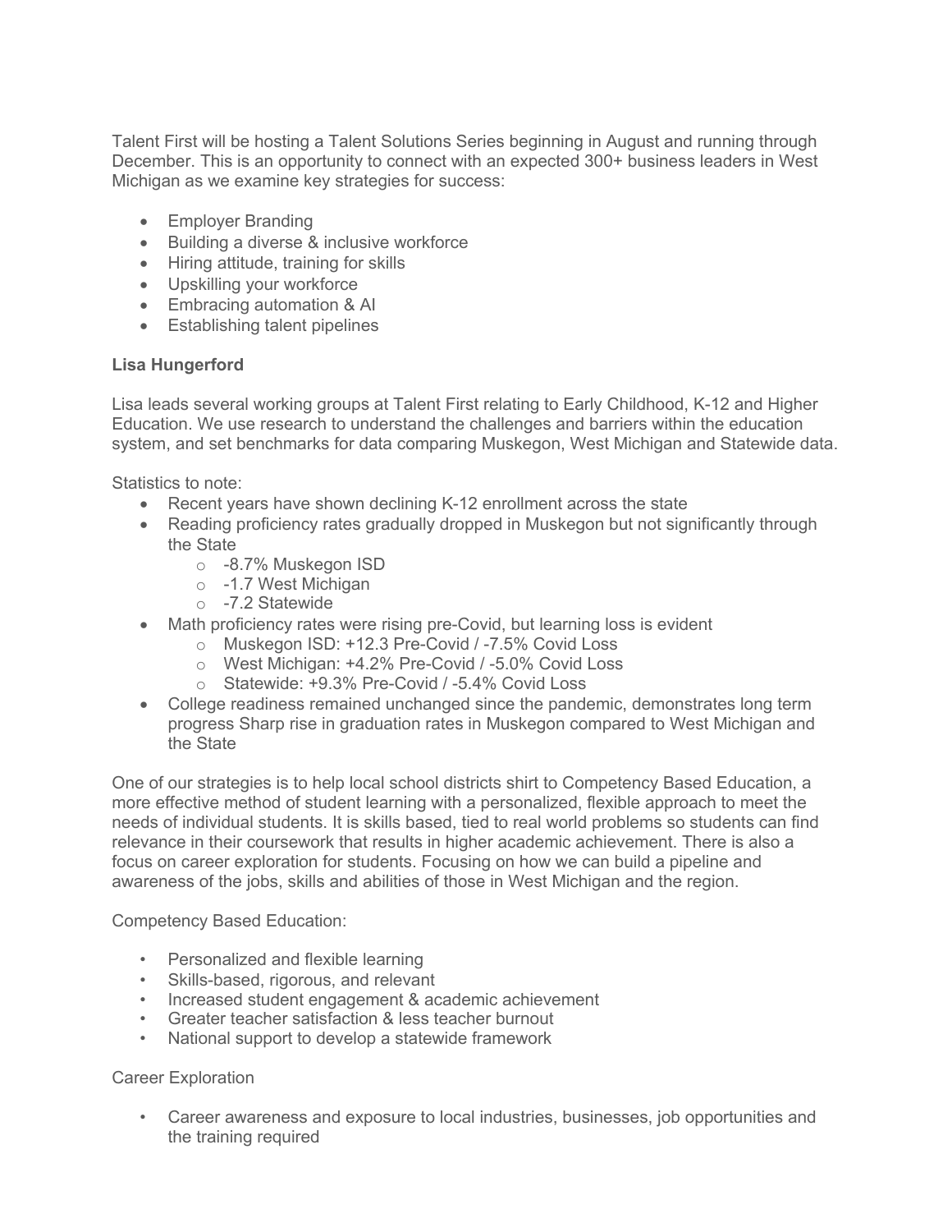Talent First will be hosting a Talent Solutions Series beginning in August and running through December. This is an opportunity to connect with an expected 300+ business leaders in West Michigan as we examine key strategies for success:

- Employer Branding
- Building a diverse & inclusive workforce
- Hiring attitude, training for skills
- Upskilling your workforce
- Embracing automation & AI
- Establishing talent pipelines

**Lisa Hungerford**

Lisa leads several working groups at Talent First relating to Early Childhood, K-12 and Higher Education. We use research to understand the challenges and barriers within the education system, and set benchmarks for data comparing Muskegon, West Michigan and Statewide data.

Statistics to note:

- Recent years have shown declining K-12 enrollment across the state
- Reading proficiency rates gradually dropped in Muskegon but not significantly through the State
  - -8.7% Muskegon ISD
  - -1.7 West Michigan
  - -7.2 Statewide
- Math proficiency rates were rising pre-Covid, but learning loss is evident
  - Muskegon ISD: +12.3 Pre-Covid / -7.5% Covid Loss
  - West Michigan: +4.2% Pre-Covid / -5.0% Covid Loss
  - Statewide: +9.3% Pre-Covid / -5.4% Covid Loss
- College readiness remained unchanged since the pandemic, demonstrates long term progress Sharp rise in graduation rates in Muskegon compared to West Michigan and the State

One of our strategies is to help local school districts shirt to Competency Based Education, a more effective method of student learning with a personalized, flexible approach to meet the needs of individual students. It is skills based, tied to real world problems so students can find relevance in their coursework that results in higher academic achievement. There is also a focus on career exploration for students. Focusing on how we can build a pipeline and awareness of the jobs, skills and abilities of those in West Michigan and the region.

Competency Based Education:

- Personalized and flexible learning
- Skills-based, rigorous, and relevant
- Increased student engagement & academic achievement
- Greater teacher satisfaction & less teacher burnout
- National support to develop a statewide framework

Career Exploration

- Career awareness and exposure to local industries, businesses, job opportunities and the training required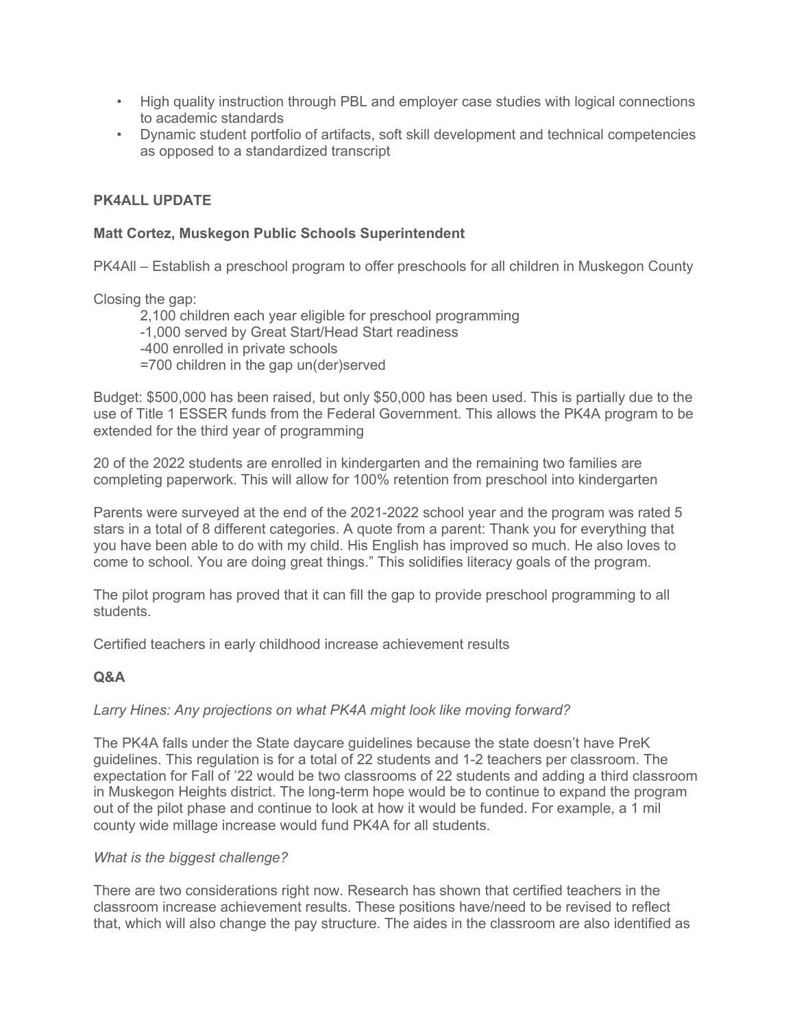- High quality instruction through PBL and employer case studies with logical connections to academic standards
- Dynamic student portfolio of artifacts, soft skill development and technical competencies as opposed to a standardized transcript

**PK4ALL UPDATE**

**Matt Cortez, Muskegon Public Schools Superintendent**

PK4All – Establish a preschool program to offer preschools for all children in Muskegon County

Closing the gap:

2,100 children each year eligible for preschool programming
-1,000 served by Great Start/Head Start readiness
-400 enrolled in private schools
=700 children in the gap un(der)served

Budget: $500,000 has been raised, but only $50,000 has been used. This is partially due to the use of Title 1 ESSER funds from the Federal Government. This allows the PK4A program to be extended for the third year of programming

20 of the 2022 students are enrolled in kindergarten and the remaining two families are completing paperwork. This will allow for 100% retention from preschool into kindergarten

Parents were surveyed at the end of the 2021-2022 school year and the program was rated 5 stars in a total of 8 different categories. A quote from a parent: Thank you for everything that you have been able to do with my child. His English has improved so much. He also loves to come to school. You are doing great things." This solidifies literacy goals of the program.

The pilot program has proved that it can fill the gap to provide preschool programming to all students.

Certified teachers in early childhood increase achievement results

**Q&A**

*Larry Hines: Any projections on what PK4A might look like moving forward?*

The PK4A falls under the State daycare guidelines because the state doesn't have PreK guidelines. This regulation is for a total of 22 students and 1-2 teachers per classroom. The expectation for Fall of '22 would be two classrooms of 22 students and adding a third classroom in Muskegon Heights district. The long-term hope would be to continue to expand the program out of the pilot phase and continue to look at how it would be funded. For example, a 1 mil county wide millage increase would fund PK4A for all students.

*What is the biggest challenge?*

There are two considerations right now. Research has shown that certified teachers in the classroom increase achievement results. These positions have/need to be revised to reflect that, which will also change the pay structure. The aides in the classroom are also identified as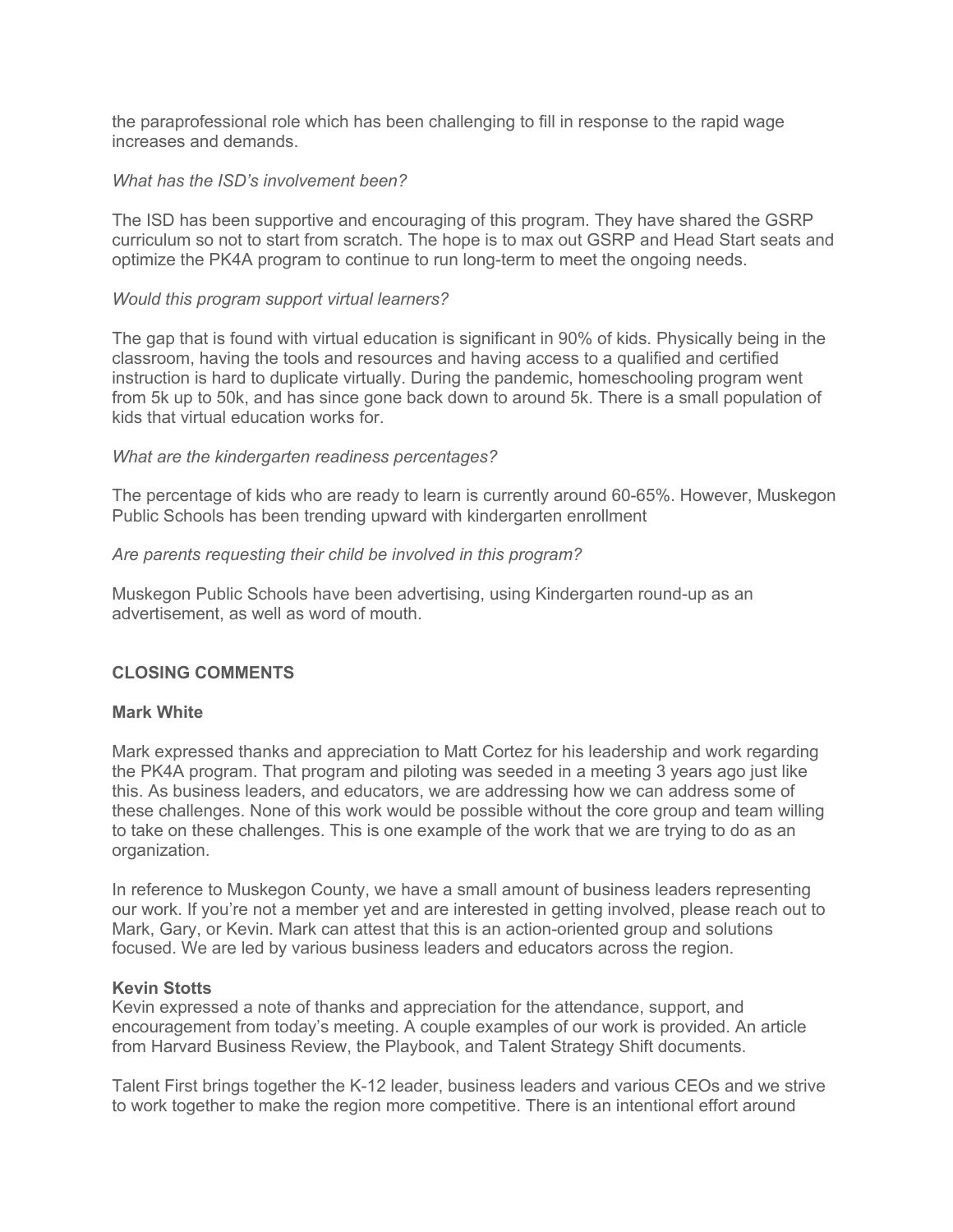the paraprofessional role which has been challenging to fill in response to the rapid wage increases and demands.

*What has the ISD's involvement been?*

The ISD has been supportive and encouraging of this program. They have shared the GSRP curriculum so not to start from scratch. The hope is to max out GSRP and Head Start seats and optimize the PK4A program to continue to run long-term to meet the ongoing needs.

*Would this program support virtual learners?*

The gap that is found with virtual education is significant in 90% of kids. Physically being in the classroom, having the tools and resources and having access to a qualified and certified instruction is hard to duplicate virtually. During the pandemic, homeschooling program went from 5k up to 50k, and has since gone back down to around 5k. There is a small population of kids that virtual education works for.

*What are the kindergarten readiness percentages?*

The percentage of kids who are ready to learn is currently around 60-65%. However, Muskegon Public Schools has been trending upward with kindergarten enrollment

*Are parents requesting their child be involved in this program?*

Muskegon Public Schools have been advertising, using Kindergarten round-up as an advertisement, as well as word of mouth.

## CLOSING COMMENTS

**Mark White**

Mark expressed thanks and appreciation to Matt Cortez for his leadership and work regarding the PK4A program. That program and piloting was seeded in a meeting 3 years ago just like this. As business leaders, and educators, we are addressing how we can address some of these challenges. None of this work would be possible without the core group and team willing to take on these challenges. This is one example of the work that we are trying to do as an organization.

In reference to Muskegon County, we have a small amount of business leaders representing our work. If you're not a member yet and are interested in getting involved, please reach out to Mark, Gary, or Kevin. Mark can attest that this is an action-oriented group and solutions focused. We are led by various business leaders and educators across the region.

**Kevin Stotts**

Kevin expressed a note of thanks and appreciation for the attendance, support, and encouragement from today's meeting. A couple examples of our work is provided. An article from Harvard Business Review, the Playbook, and Talent Strategy Shift documents.

Talent First brings together the K-12 leader, business leaders and various CEOs and we strive to work together to make the region more competitive. There is an intentional effort around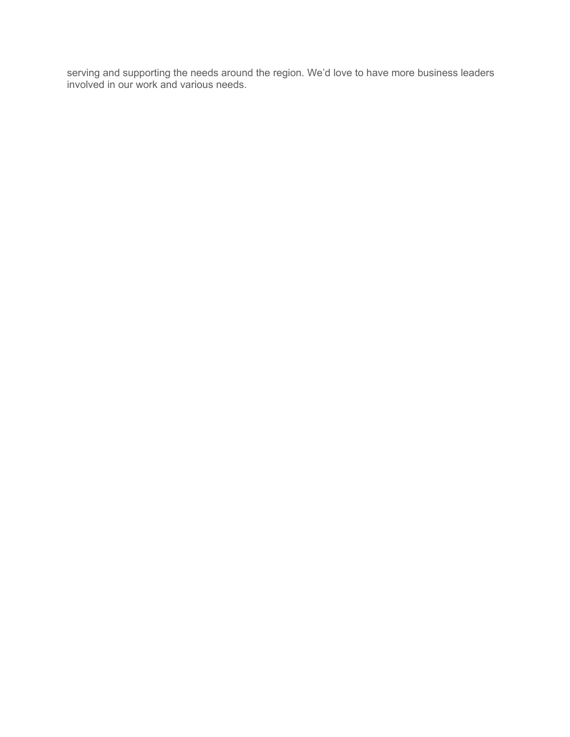serving and supporting the needs around the region. We'd love to have more business leaders involved in our work and various needs.